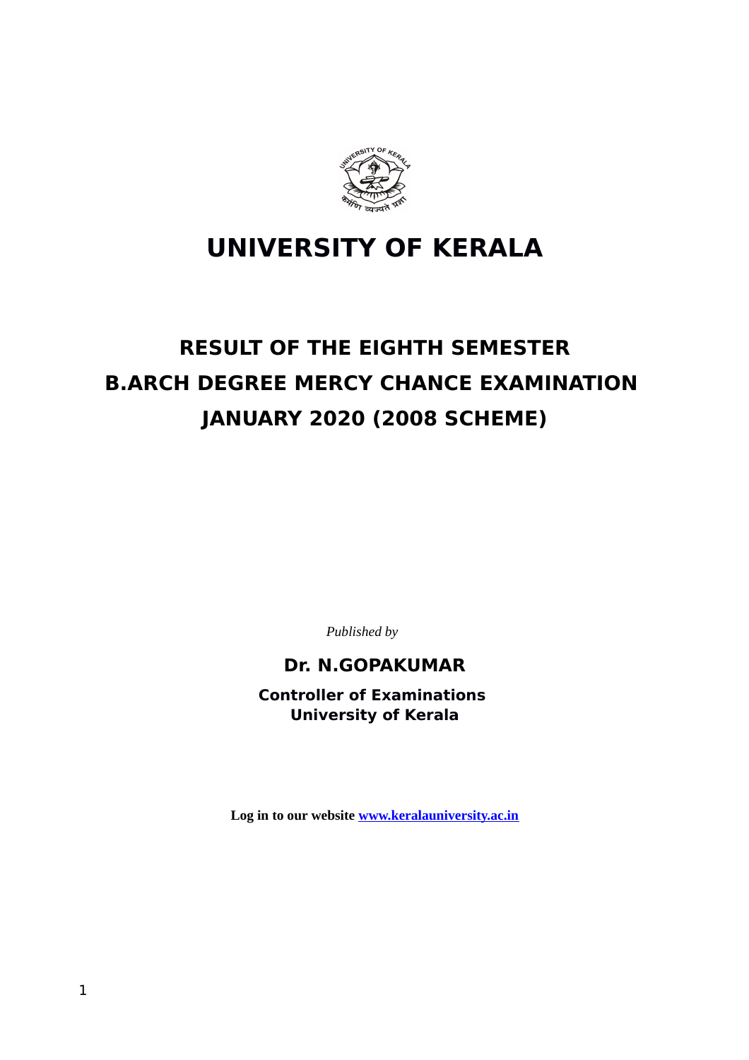# UNIVERSITY OF KERALA

## RESULT OF THE EIGHTH SEMESTER B.ARCH DEGREE MERCY CHANCE EXAMINATION JANUARY 2020 (2008 SCHEME)

*Published by*

**Dr. N.GOPAKUMAR**

**Controller of Examinations**
**University of Kerala**

**Log in to our website [www.keralauniversity.ac.in](http://www.keralauniversity.ac.in)**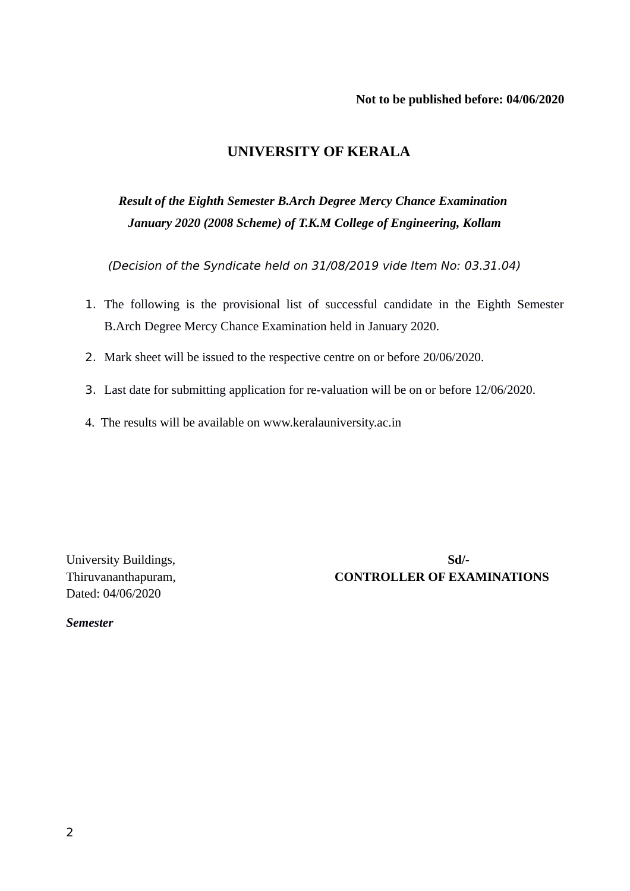**Not to be published before: 04/06/2020**

# UNIVERSITY OF KERALA

***Result of the Eighth Semester B.Arch Degree Mercy Chance Examination January 2020 (2008 Scheme) of T.K.M College of Engineering, Kollam***

*(Decision of the Syndicate held on 31/08/2019 vide Item No: 03.31.04)*

1. The following is the provisional list of successful candidate in the Eighth Semester B.Arch Degree Mercy Chance Examination held in January 2020.
2. Mark sheet will be issued to the respective centre on or before 20/06/2020.
3. Last date for submitting application for re-valuation will be on or before 12/06/2020.
4. The results will be available on www.keralauniversity.ac.in

University Buildings,
Thiruvananthapuram,
Dated: 04/06/2020

**Sd/-**
**CONTROLLER OF EXAMINATIONS**

***Semester***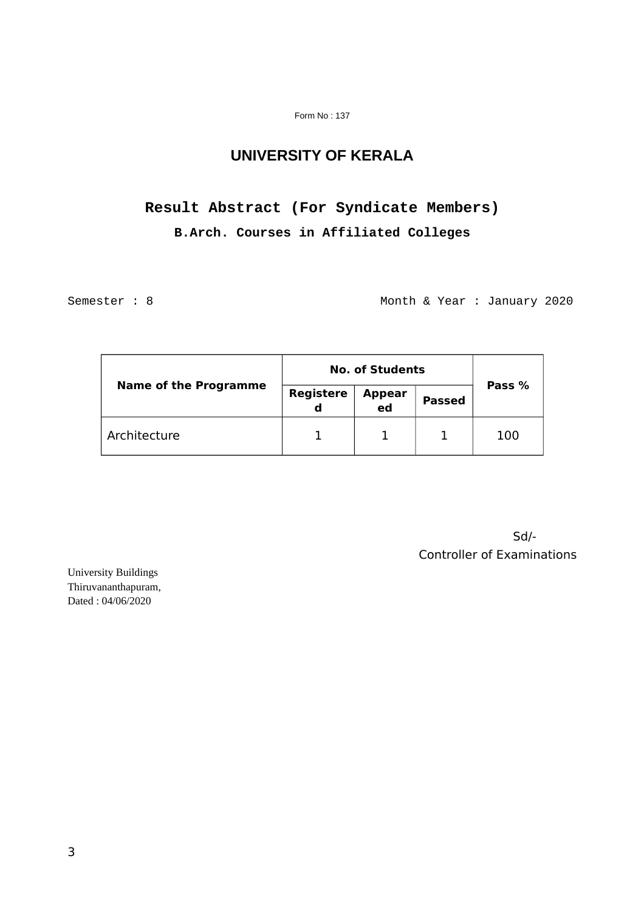Form No : 137

# UNIVERSITY OF KERALA

## Result Abstract (For Syndicate Members)

### B.Arch. Courses in Affiliated Colleges

Semester : 8 Month & Year : January 2020

| Name of the Programme | No. of Students | | | Pass % |
|---|---|---|---|---|
| | Registered | Appeared | Passed | |
| Architecture | 1 | 1 | 1 | 100 |

Sd/-
Controller of Examinations

University Buildings
Thiruvananthapuram,
Dated : 04/06/2020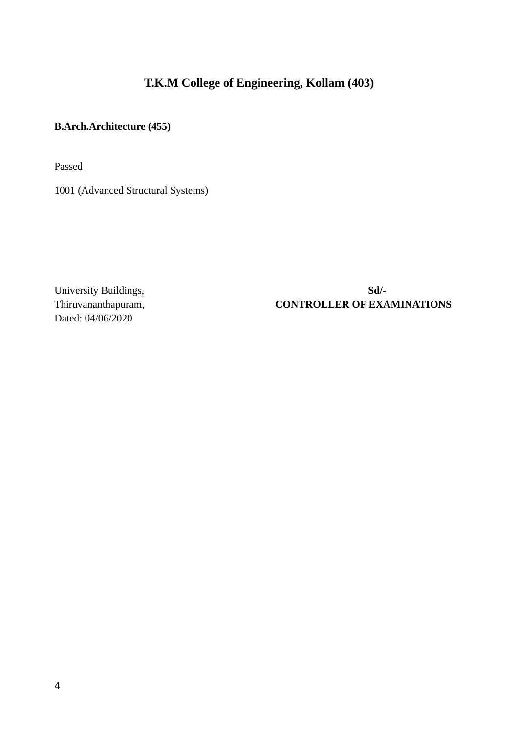## T.K.M College of Engineering, Kollam (403)

**B.Arch.Architecture (455)**

Passed

1001 (Advanced Structural Systems)

University Buildings,
Thiruvananthapuram,
Dated: 04/06/2020

**Sd/-**
**CONTROLLER OF EXAMINATIONS**